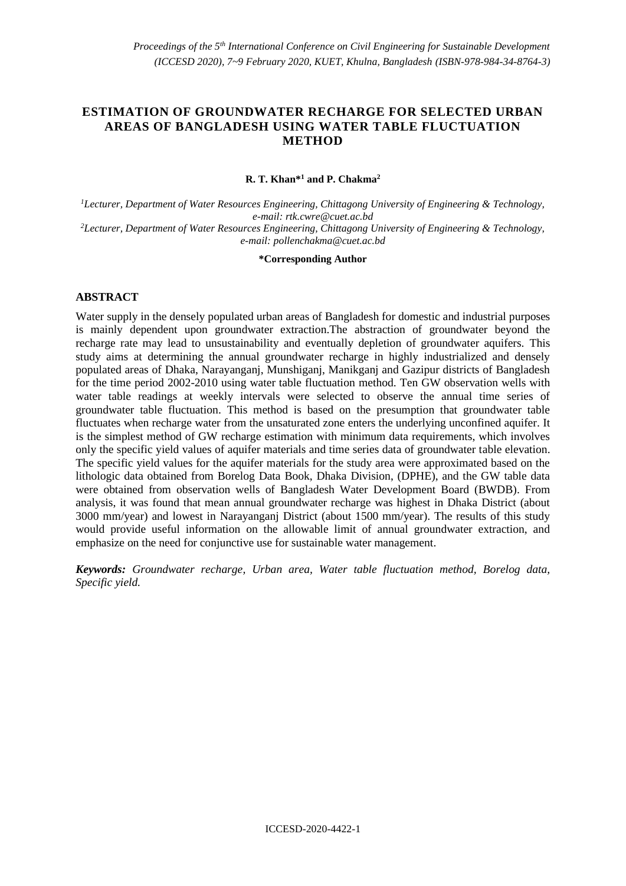# ESTIMATION OF GROUNDWATER RECHARGE FOR SELECTED URBAN AREAS OF BANGLADESH USING WATER TABLE FLUCTUATION METHOD

**R. T. Khan*[1] and P. Chakma[2]**

[1]*Lecturer, Department of Water Resources Engineering, Chittagong University of Engineering & Technology, e-mail: rtk.cwre@cuet.ac.bd*

[2]*Lecturer, Department of Water Resources Engineering, Chittagong University of Engineering & Technology, e-mail: pollenchakma@cuet.ac.bd*

**\*Corresponding Author**

## ABSTRACT

Water supply in the densely populated urban areas of Bangladesh for domestic and industrial purposes is mainly dependent upon groundwater extraction.The abstraction of groundwater beyond the recharge rate may lead to unsustainability and eventually depletion of groundwater aquifers. This study aims at determining the annual groundwater recharge in highly industrialized and densely populated areas of Dhaka, Narayanganj, Munshiganj, Manikganj and Gazipur districts of Bangladesh for the time period 2002-2010 using water table fluctuation method. Ten GW observation wells with water table readings at weekly intervals were selected to observe the annual time series of groundwater table fluctuation. This method is based on the presumption that groundwater table fluctuates when recharge water from the unsaturated zone enters the underlying unconfined aquifer. It is the simplest method of GW recharge estimation with minimum data requirements, which involves only the specific yield values of aquifer materials and time series data of groundwater table elevation. The specific yield values for the aquifer materials for the study area were approximated based on the lithologic data obtained from Borelog Data Book, Dhaka Division, (DPHE), and the GW table data were obtained from observation wells of Bangladesh Water Development Board (BWDB). From analysis, it was found that mean annual groundwater recharge was highest in Dhaka District (about 3000 mm/year) and lowest in Narayanganj District (about 1500 mm/year). The results of this study would provide useful information on the allowable limit of annual groundwater extraction, and emphasize on the need for conjunctive use for sustainable water management.

***Keywords:*** *Groundwater recharge, Urban area, Water table fluctuation method, Borelog data, Specific yield.*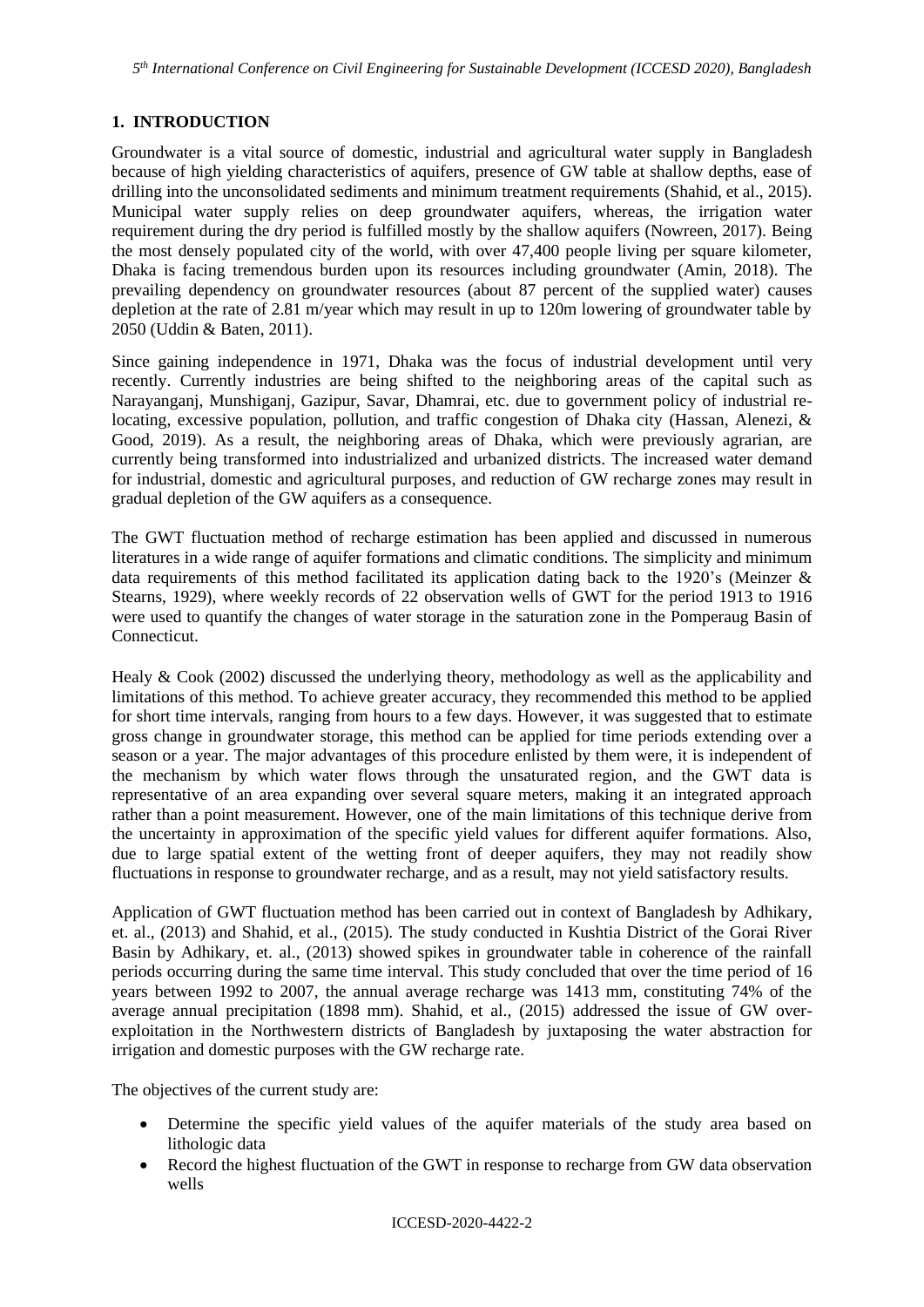## 1. INTRODUCTION

Groundwater is a vital source of domestic, industrial and agricultural water supply in Bangladesh because of high yielding characteristics of aquifers, presence of GW table at shallow depths, ease of drilling into the unconsolidated sediments and minimum treatment requirements (Shahid, et al., 2015). Municipal water supply relies on deep groundwater aquifers, whereas, the irrigation water requirement during the dry period is fulfilled mostly by the shallow aquifers (Nowreen, 2017). Being the most densely populated city of the world, with over 47,400 people living per square kilometer, Dhaka is facing tremendous burden upon its resources including groundwater (Amin, 2018). The prevailing dependency on groundwater resources (about 87 percent of the supplied water) causes depletion at the rate of 2.81 m/year which may result in up to 120m lowering of groundwater table by 2050 (Uddin & Baten, 2011).

Since gaining independence in 1971, Dhaka was the focus of industrial development until very recently. Currently industries are being shifted to the neighboring areas of the capital such as Narayanganj, Munshiganj, Gazipur, Savar, Dhamrai, etc. due to government policy of industrial re-locating, excessive population, pollution, and traffic congestion of Dhaka city (Hassan, Alenezi, & Good, 2019). As a result, the neighboring areas of Dhaka, which were previously agrarian, are currently being transformed into industrialized and urbanized districts. The increased water demand for industrial, domestic and agricultural purposes, and reduction of GW recharge zones may result in gradual depletion of the GW aquifers as a consequence.

The GWT fluctuation method of recharge estimation has been applied and discussed in numerous literatures in a wide range of aquifer formations and climatic conditions. The simplicity and minimum data requirements of this method facilitated its application dating back to the 1920's (Meinzer & Stearns, 1929), where weekly records of 22 observation wells of GWT for the period 1913 to 1916 were used to quantify the changes of water storage in the saturation zone in the Pomperaug Basin of Connecticut.

Healy & Cook (2002) discussed the underlying theory, methodology as well as the applicability and limitations of this method. To achieve greater accuracy, they recommended this method to be applied for short time intervals, ranging from hours to a few days. However, it was suggested that to estimate gross change in groundwater storage, this method can be applied for time periods extending over a season or a year. The major advantages of this procedure enlisted by them were, it is independent of the mechanism by which water flows through the unsaturated region, and the GWT data is representative of an area expanding over several square meters, making it an integrated approach rather than a point measurement. However, one of the main limitations of this technique derive from the uncertainty in approximation of the specific yield values for different aquifer formations. Also, due to large spatial extent of the wetting front of deeper aquifers, they may not readily show fluctuations in response to groundwater recharge, and as a result, may not yield satisfactory results.

Application of GWT fluctuation method has been carried out in context of Bangladesh by Adhikary, et. al., (2013) and Shahid, et al., (2015). The study conducted in Kushtia District of the Gorai River Basin by Adhikary, et. al., (2013) showed spikes in groundwater table in coherence of the rainfall periods occurring during the same time interval. This study concluded that over the time period of 16 years between 1992 to 2007, the annual average recharge was 1413 mm, constituting 74% of the average annual precipitation (1898 mm). Shahid, et al., (2015) addressed the issue of GW over-exploitation in the Northwestern districts of Bangladesh by juxtaposing the water abstraction for irrigation and domestic purposes with the GW recharge rate.

The objectives of the current study are:

- Determine the specific yield values of the aquifer materials of the study area based on lithologic data
- Record the highest fluctuation of the GWT in response to recharge from GW data observation wells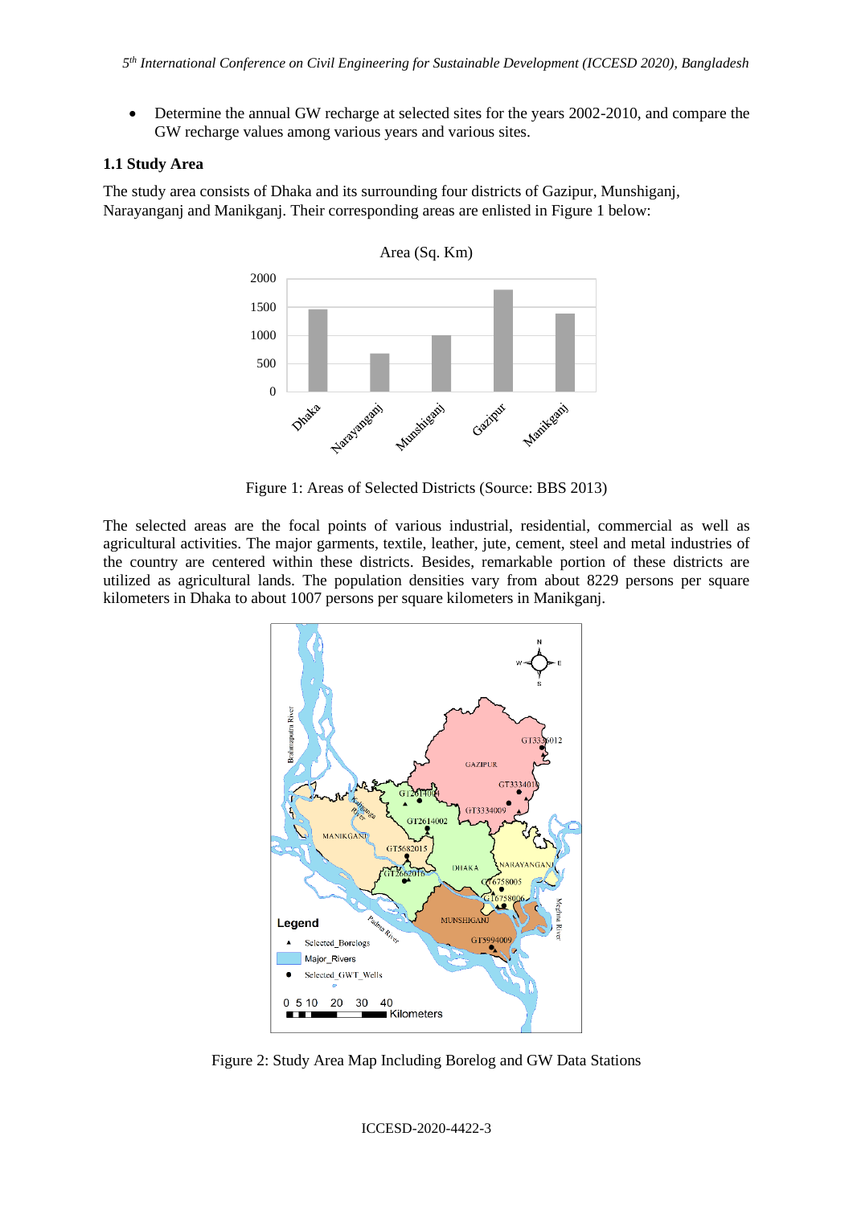- Determine the annual GW recharge at selected sites for the years 2002-2010, and compare the GW recharge values among various years and various sites.

### 1.1 Study Area

The study area consists of Dhaka and its surrounding four districts of Gazipur, Munshiganj, Narayanganj and Manikganj. Their corresponding areas are enlisted in Figure 1 below:

Figure 1: Areas of Selected Districts (Source: BBS 2013)

The selected areas are the focal points of various industrial, residential, commercial as well as agricultural activities. The major garments, textile, leather, jute, cement, steel and metal industries of the country are centered within these districts. Besides, remarkable portion of these districts are utilized as agricultural lands. The population densities vary from about 8229 persons per square kilometers in Dhaka to about 1007 persons per square kilometers in Manikganj.

Figure 2: Study Area Map Including Borelog and GW Data Stations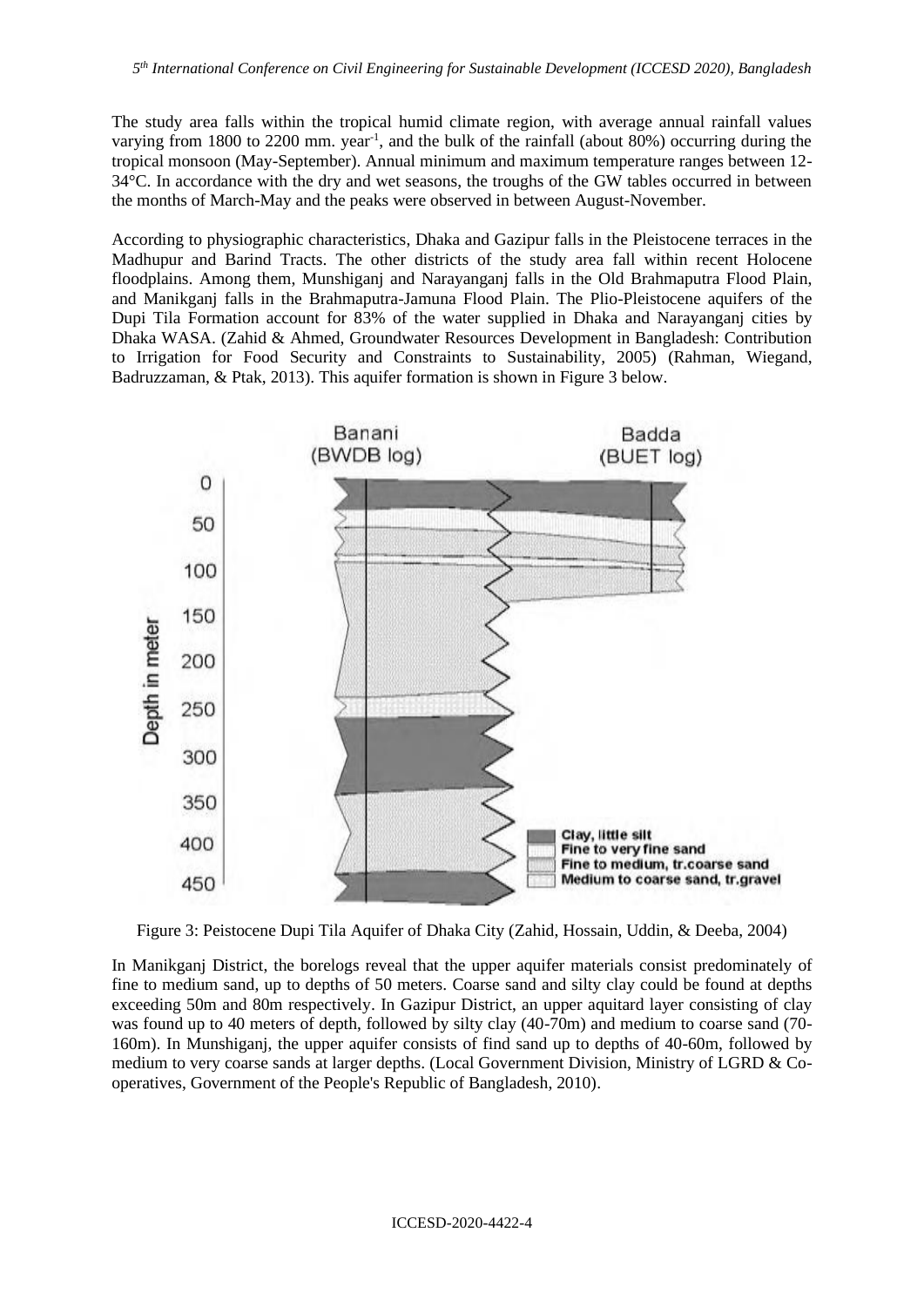The study area falls within the tropical humid climate region, with average annual rainfall values varying from 1800 to 2200 mm. year$^{-1}$, and the bulk of the rainfall (about 80%) occurring during the tropical monsoon (May-September). Annual minimum and maximum temperature ranges between 12-34°C. In accordance with the dry and wet seasons, the troughs of the GW tables occurred in between the months of March-May and the peaks were observed in between August-November.

According to physiographic characteristics, Dhaka and Gazipur falls in the Pleistocene terraces in the Madhupur and Barind Tracts. The other districts of the study area fall within recent Holocene floodplains. Among them, Munshiganj and Narayanganj falls in the Old Brahmaputra Flood Plain, and Manikganj falls in the Brahmaputra-Jamuna Flood Plain. The Plio-Pleistocene aquifers of the Dupi Tila Formation account for 83% of the water supplied in Dhaka and Narayanganj cities by Dhaka WASA. (Zahid & Ahmed, Groundwater Resources Development in Bangladesh: Contribution to Irrigation for Food Security and Constraints to Sustainability, 2005) (Rahman, Wiegand, Badruzzaman, & Ptak, 2013). This aquifer formation is shown in Figure 3 below.

Figure 3: Peistocene Dupi Tila Aquifer of Dhaka City (Zahid, Hossain, Uddin, & Deeba, 2004)

In Manikganj District, the borelogs reveal that the upper aquifer materials consist predominately of fine to medium sand, up to depths of 50 meters. Coarse sand and silty clay could be found at depths exceeding 50m and 80m respectively. In Gazipur District, an upper aquitard layer consisting of clay was found up to 40 meters of depth, followed by silty clay (40-70m) and medium to coarse sand (70-160m). In Munshiganj, the upper aquifer consists of find sand up to depths of 40-60m, followed by medium to very coarse sands at larger depths. (Local Government Division, Ministry of LGRD & Co-operatives, Government of the People's Republic of Bangladesh, 2010).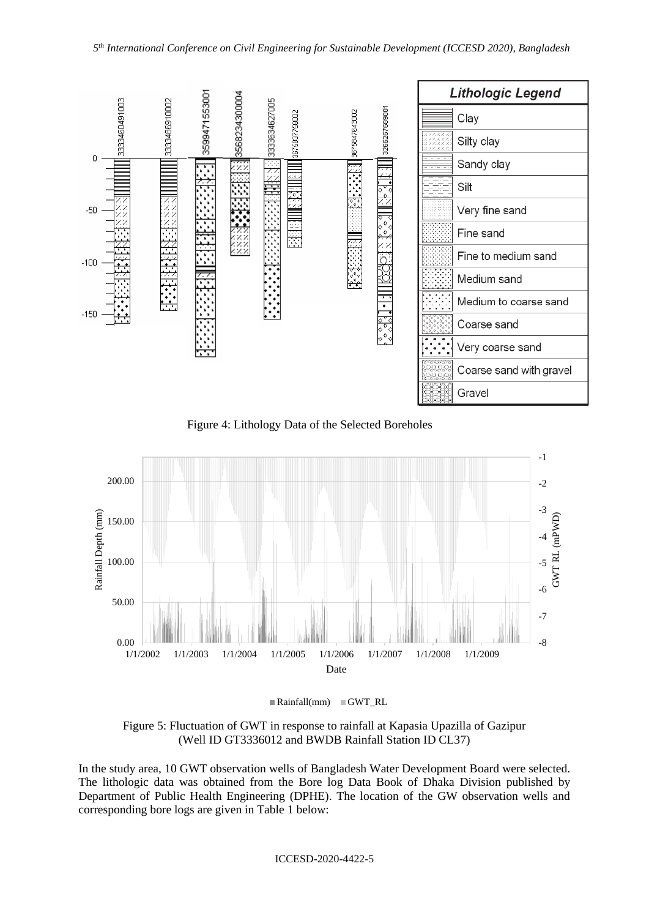Figure 4: Lithology Data of the Selected Boreholes

Figure 5: Fluctuation of GWT in response to rainfall at Kapasia Upazilla of Gazipur (Well ID GT3336012 and BWDB Rainfall Station ID CL37)

In the study area, 10 GWT observation wells of Bangladesh Water Development Board were selected. The lithologic data was obtained from the Bore log Data Book of Dhaka Division published by Department of Public Health Engineering (DPHE). The location of the GW observation wells and corresponding bore logs are given in Table 1 below: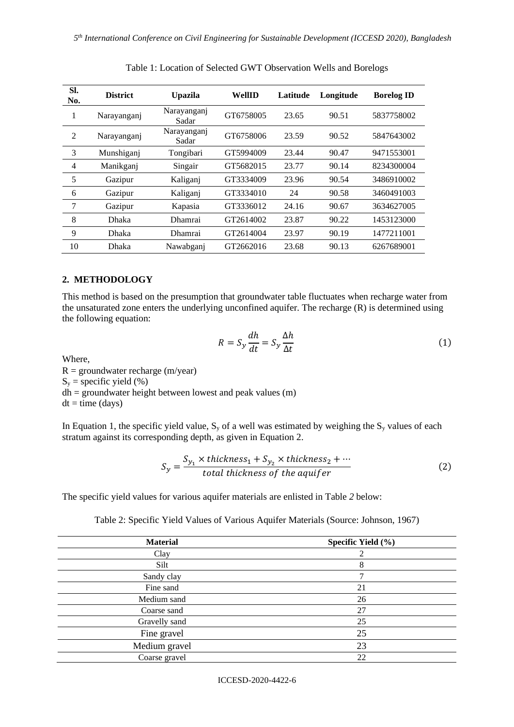Table 1: Location of Selected GWT Observation Wells and Borelogs

| Sl. No. | District | Upazila | WellID | Latitude | Longitude | Borelog ID |
|---|---|---|---|---|---|---|
| 1 | Narayanganj | Narayanganj Sadar | GT6758005 | 23.65 | 90.51 | 5837758002 |
| 2 | Narayanganj | Narayanganj Sadar | GT6758006 | 23.59 | 90.52 | 5847643002 |
| 3 | Munshiganj | Tongibari | GT5994009 | 23.44 | 90.47 | 9471553001 |
| 4 | Manikganj | Singair | GT5682015 | 23.77 | 90.14 | 8234300004 |
| 5 | Gazipur | Kaliganj | GT3334009 | 23.96 | 90.54 | 3486910002 |
| 6 | Gazipur | Kaliganj | GT3334010 | 24 | 90.58 | 3460491003 |
| 7 | Gazipur | Kapasia | GT3336012 | 24.16 | 90.67 | 3634627005 |
| 8 | Dhaka | Dhamrai | GT2614002 | 23.87 | 90.22 | 1453123000 |
| 9 | Dhaka | Dhamrai | GT2614004 | 23.97 | 90.19 | 1477211001 |
| 10 | Dhaka | Nawabganj | GT2662016 | 23.68 | 90.13 | 6267689001 |

## 2. METHODOLOGY

This method is based on the presumption that groundwater table fluctuates when recharge water from the unsaturated zone enters the underlying unconfined aquifer. The recharge (R) is determined using the following equation:

$$R = S_y \frac{dh}{dt} = S_y \frac{\Delta h}{\Delta t} \tag{1}$$

Where,
R = groundwater recharge (m/year)
$S_y$ = specific yield (%)
dh = groundwater height between lowest and peak values (m)
dt = time (days)

In Equation 1, the specific yield value, $S_y$ of a well was estimated by weighing the $S_y$ values of each stratum against its corresponding depth, as given in Equation 2.

$$S_y = \frac{S_{y_1} \times thickness_1 + S_{y_2} \times thickness_2 + \cdots}{total\ thickness\ of\ the\ aquifer} \tag{2}$$

The specific yield values for various aquifer materials are enlisted in Table *2* below:

Table 2: Specific Yield Values of Various Aquifer Materials (Source: Johnson, 1967)

| Material | Specific Yield (%) |
|---|---|
| Clay | 2 |
| Silt | 8 |
| Sandy clay | 7 |
| Fine sand | 21 |
| Medium sand | 26 |
| Coarse sand | 27 |
| Gravelly sand | 25 |
| Fine gravel | 25 |
| Medium gravel | 23 |
| Coarse gravel | 22 |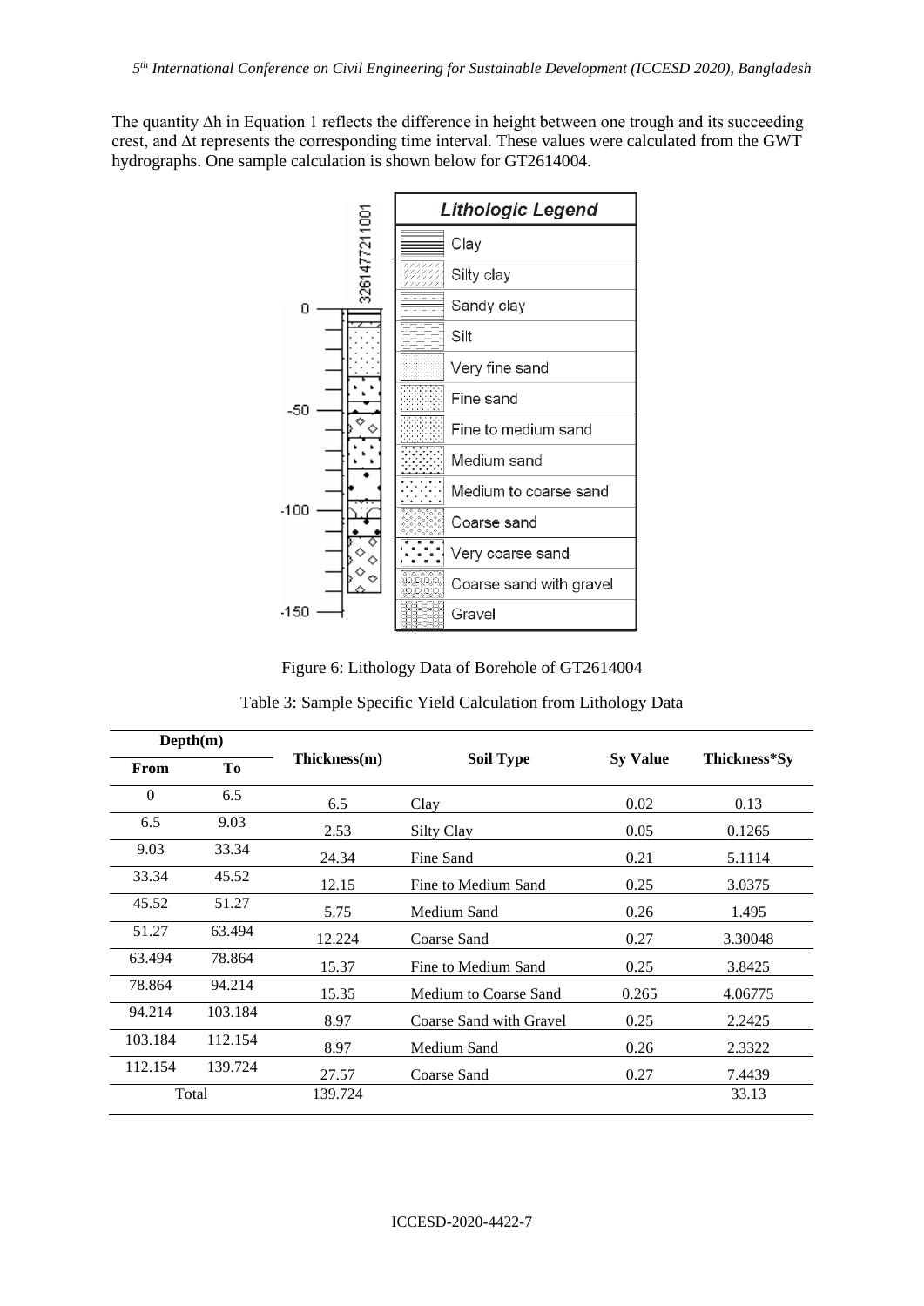The quantity $\Delta h$ in Equation 1 reflects the difference in height between one trough and its succeeding crest, and $\Delta t$ represents the corresponding time interval. These values were calculated from the GWT hydrographs. One sample calculation is shown below for GT2614004.

Figure 6: Lithology Data of Borehole of GT2614004

Table 3: Sample Specific Yield Calculation from Lithology Data

| Depth(m) | | Thickness(m) | Soil Type | Sy Value | Thickness*Sy |
|---|---|---|---|---|---|
| **From** | **To** | | | | |
| 0 | 6.5 | 6.5 | Clay | 0.02 | 0.13 |
| 6.5 | 9.03 | 2.53 | Silty Clay | 0.05 | 0.1265 |
| 9.03 | 33.34 | 24.34 | Fine Sand | 0.21 | 5.1114 |
| 33.34 | 45.52 | 12.15 | Fine to Medium Sand | 0.25 | 3.0375 |
| 45.52 | 51.27 | 5.75 | Medium Sand | 0.26 | 1.495 |
| 51.27 | 63.494 | 12.224 | Coarse Sand | 0.27 | 3.30048 |
| 63.494 | 78.864 | 15.37 | Fine to Medium Sand | 0.25 | 3.8425 |
| 78.864 | 94.214 | 15.35 | Medium to Coarse Sand | 0.265 | 4.06775 |
| 94.214 | 103.184 | 8.97 | Coarse Sand with Gravel | 0.25 | 2.2425 |
| 103.184 | 112.154 | 8.97 | Medium Sand | 0.26 | 2.3322 |
| 112.154 | 139.724 | 27.57 | Coarse Sand | 0.27 | 7.4439 |
| Total | | 139.724 | | | 33.13 |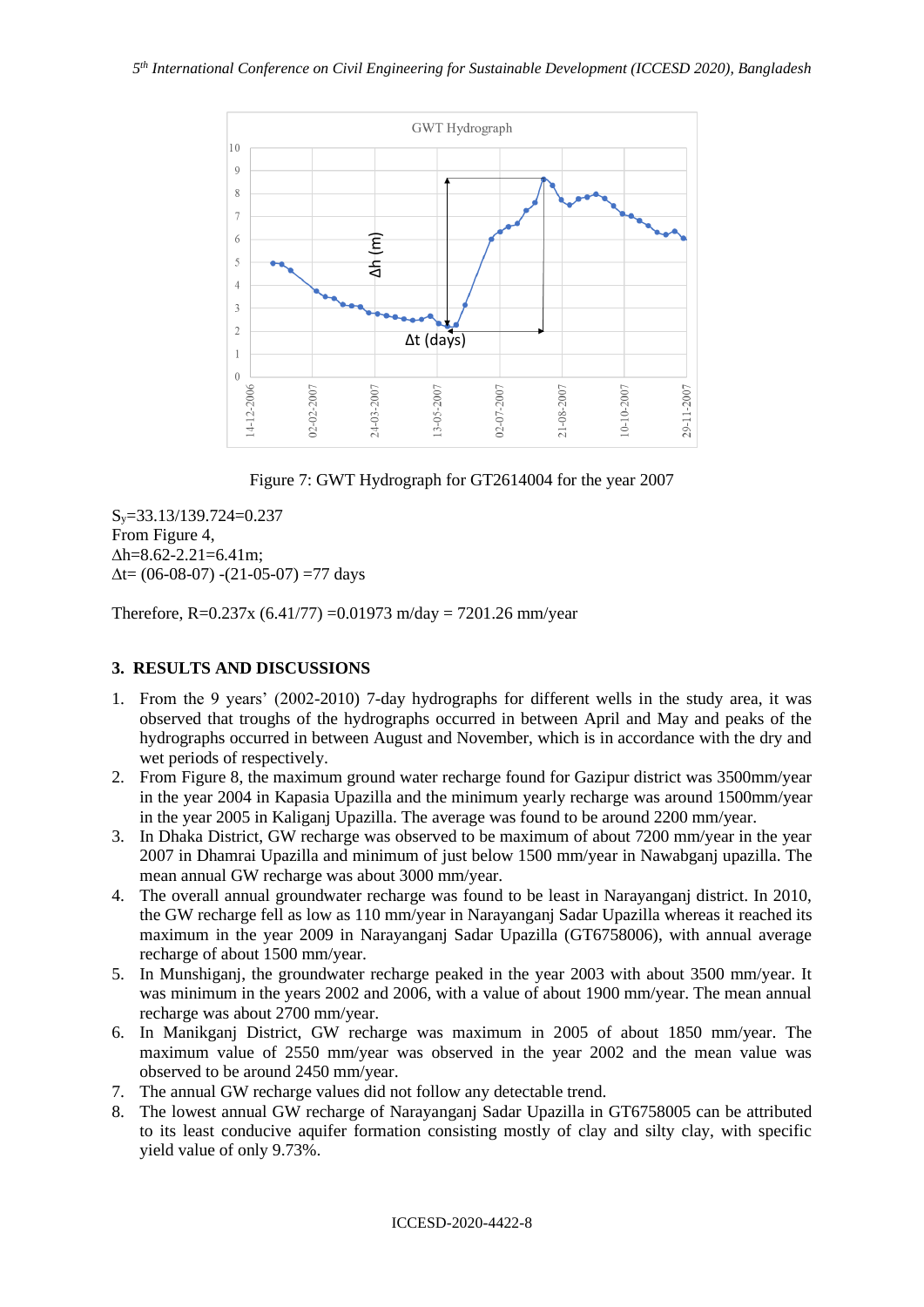Figure 7: GWT Hydrograph for GT2614004 for the year 2007

$S_y$=33.13/139.724=0.237
From Figure 4,
$\Delta h$=8.62-2.21=6.41m;
$\Delta t$= (06-08-07) -(21-05-07) =77 days

Therefore, R=0.237x (6.41/77) =0.01973 m/day = 7201.26 mm/year

## 3. RESULTS AND DISCUSSIONS

1. From the 9 years' (2002-2010) 7-day hydrographs for different wells in the study area, it was observed that troughs of the hydrographs occurred in between April and May and peaks of the hydrographs occurred in between August and November, which is in accordance with the dry and wet periods of respectively.
2. From Figure 8, the maximum ground water recharge found for Gazipur district was 3500mm/year in the year 2004 in Kapasia Upazilla and the minimum yearly recharge was around 1500mm/year in the year 2005 in Kaliganj Upazilla. The average was found to be around 2200 mm/year.
3. In Dhaka District, GW recharge was observed to be maximum of about 7200 mm/year in the year 2007 in Dhamrai Upazilla and minimum of just below 1500 mm/year in Nawabganj upazilla. The mean annual GW recharge was about 3000 mm/year.
4. The overall annual groundwater recharge was found to be least in Narayanganj district. In 2010, the GW recharge fell as low as 110 mm/year in Narayanganj Sadar Upazilla whereas it reached its maximum in the year 2009 in Narayanganj Sadar Upazilla (GT6758006), with annual average recharge of about 1500 mm/year.
5. In Munshiganj, the groundwater recharge peaked in the year 2003 with about 3500 mm/year. It was minimum in the years 2002 and 2006, with a value of about 1900 mm/year. The mean annual recharge was about 2700 mm/year.
6. In Manikganj District, GW recharge was maximum in 2005 of about 1850 mm/year. The maximum value of 2550 mm/year was observed in the year 2002 and the mean value was observed to be around 2450 mm/year.
7. The annual GW recharge values did not follow any detectable trend.
8. The lowest annual GW recharge of Narayanganj Sadar Upazilla in GT6758005 can be attributed to its least conducive aquifer formation consisting mostly of clay and silty clay, with specific yield value of only 9.73%.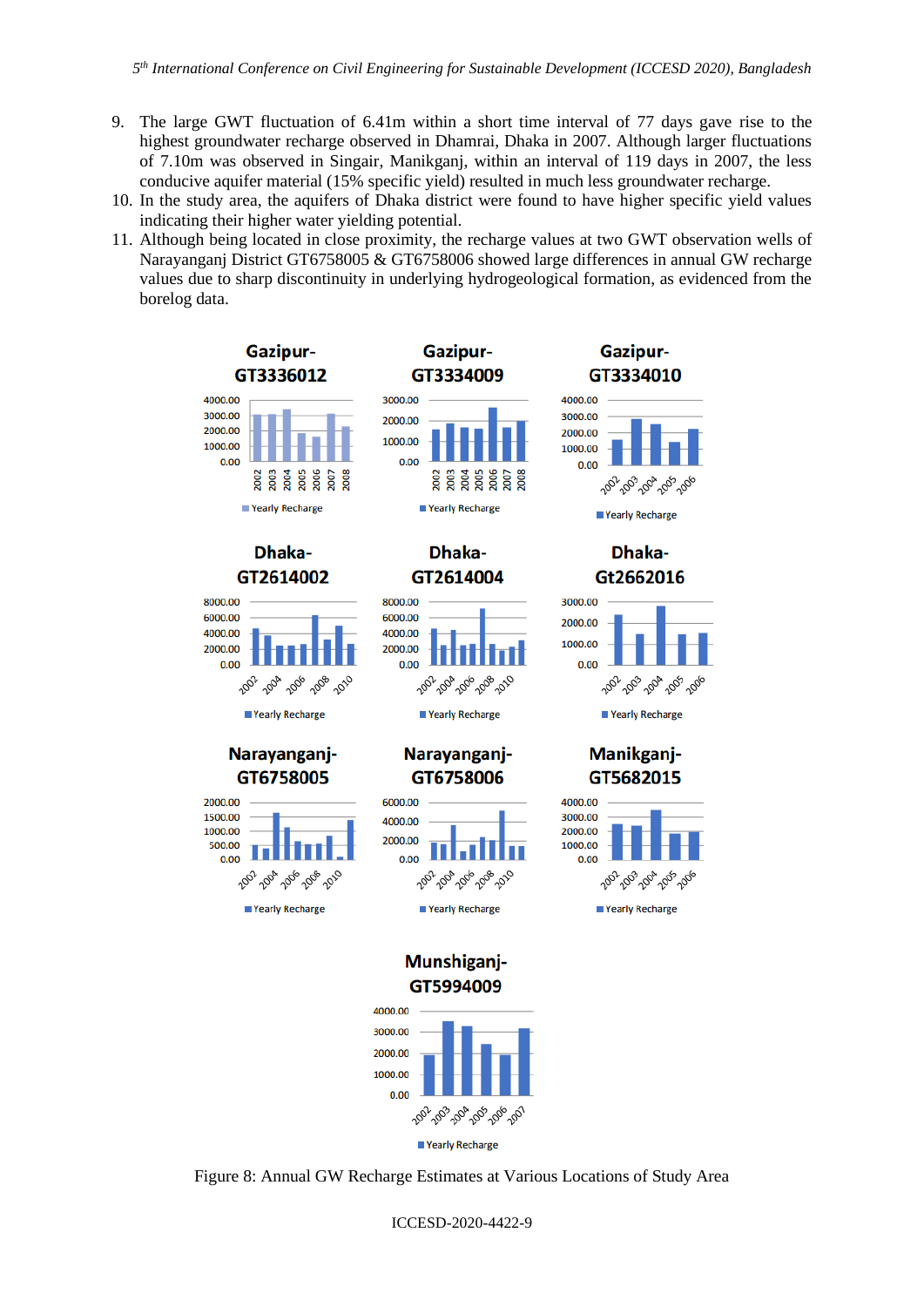9. The large GWT fluctuation of 6.41m within a short time interval of 77 days gave rise to the highest groundwater recharge observed in Dhamrai, Dhaka in 2007. Although larger fluctuations of 7.10m was observed in Singair, Manikganj, within an interval of 119 days in 2007, the less conducive aquifer material (15% specific yield) resulted in much less groundwater recharge.
10. In the study area, the aquifers of Dhaka district were found to have higher specific yield values indicating their higher water yielding potential.
11. Although being located in close proximity, the recharge values at two GWT observation wells of Narayanganj District GT6758005 & GT6758006 showed large differences in annual GW recharge values due to sharp discontinuity in underlying hydrogeological formation, as evidenced from the borelog data.

Figure 8: Annual GW Recharge Estimates at Various Locations of Study Area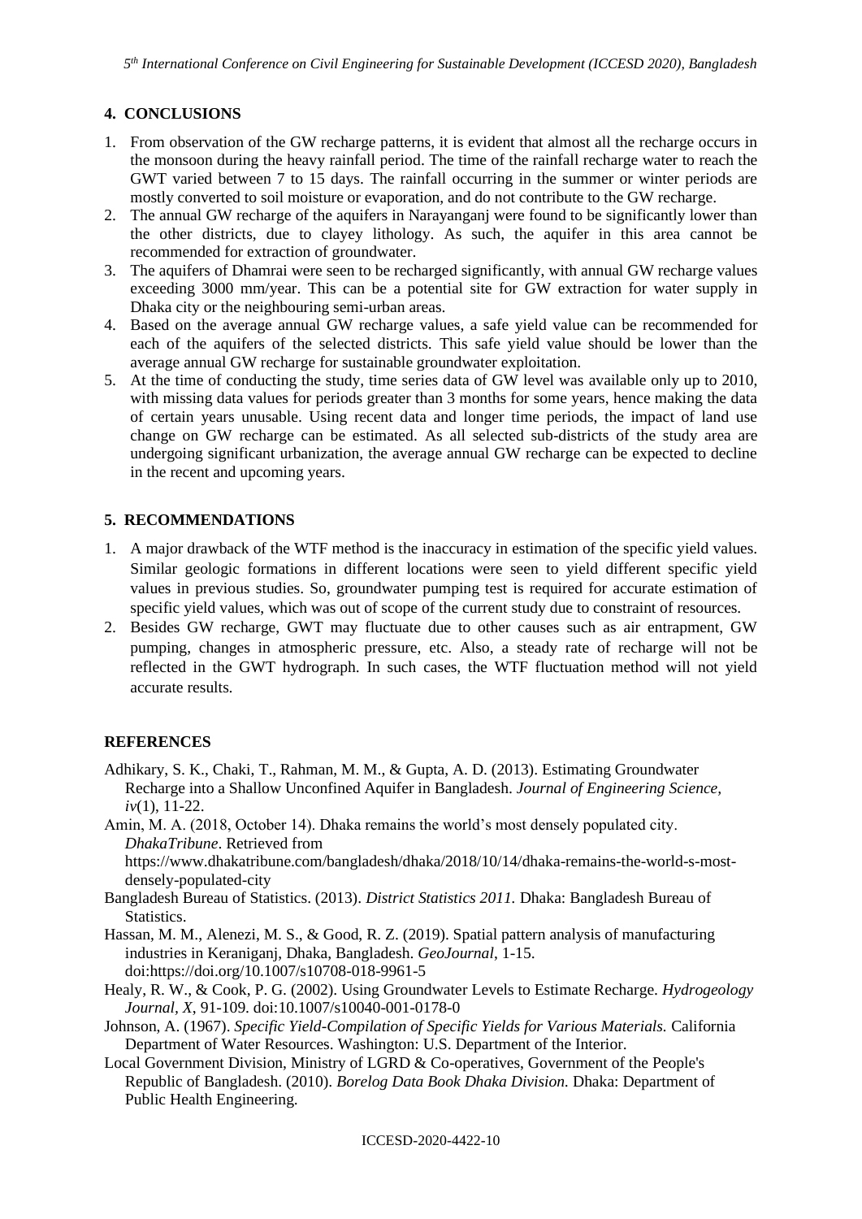## 4. CONCLUSIONS

1. From observation of the GW recharge patterns, it is evident that almost all the recharge occurs in the monsoon during the heavy rainfall period. The time of the rainfall recharge water to reach the GWT varied between 7 to 15 days. The rainfall occurring in the summer or winter periods are mostly converted to soil moisture or evaporation, and do not contribute to the GW recharge.
2. The annual GW recharge of the aquifers in Narayanganj were found to be significantly lower than the other districts, due to clayey lithology. As such, the aquifer in this area cannot be recommended for extraction of groundwater.
3. The aquifers of Dhamrai were seen to be recharged significantly, with annual GW recharge values exceeding 3000 mm/year. This can be a potential site for GW extraction for water supply in Dhaka city or the neighbouring semi-urban areas.
4. Based on the average annual GW recharge values, a safe yield value can be recommended for each of the aquifers of the selected districts. This safe yield value should be lower than the average annual GW recharge for sustainable groundwater exploitation.
5. At the time of conducting the study, time series data of GW level was available only up to 2010, with missing data values for periods greater than 3 months for some years, hence making the data of certain years unusable. Using recent data and longer time periods, the impact of land use change on GW recharge can be estimated. As all selected sub-districts of the study area are undergoing significant urbanization, the average annual GW recharge can be expected to decline in the recent and upcoming years.

## 5. RECOMMENDATIONS

1. A major drawback of the WTF method is the inaccuracy in estimation of the specific yield values. Similar geologic formations in different locations were seen to yield different specific yield values in previous studies. So, groundwater pumping test is required for accurate estimation of specific yield values, which was out of scope of the current study due to constraint of resources.
2. Besides GW recharge, GWT may fluctuate due to other causes such as air entrapment, GW pumping, changes in atmospheric pressure, etc. Also, a steady rate of recharge will not be reflected in the GWT hydrograph. In such cases, the WTF fluctuation method will not yield accurate results.

## REFERENCES

Adhikary, S. K., Chaki, T., Rahman, M. M., & Gupta, A. D. (2013). Estimating Groundwater Recharge into a Shallow Unconfined Aquifer in Bangladesh. *Journal of Engineering Science, iv*(1), 11-22.

Amin, M. A. (2018, October 14). Dhaka remains the world's most densely populated city. *DhakaTribune*. Retrieved from https://www.dhakatribune.com/bangladesh/dhaka/2018/10/14/dhaka-remains-the-world-s-most-densely-populated-city

Bangladesh Bureau of Statistics. (2013). *District Statistics 2011.* Dhaka: Bangladesh Bureau of Statistics.

Hassan, M. M., Alenezi, M. S., & Good, R. Z. (2019). Spatial pattern analysis of manufacturing industries in Keraniganj, Dhaka, Bangladesh. *GeoJournal*, 1-15. doi:https://doi.org/10.1007/s10708-018-9961-5

Healy, R. W., & Cook, P. G. (2002). Using Groundwater Levels to Estimate Recharge. *Hydrogeology Journal, X*, 91-109. doi:10.1007/s10040-001-0178-0

Johnson, A. (1967). *Specific Yield-Compilation of Specific Yields for Various Materials.* California Department of Water Resources. Washington: U.S. Department of the Interior.

Local Government Division, Ministry of LGRD & Co-operatives, Government of the People's Republic of Bangladesh. (2010). *Borelog Data Book Dhaka Division.* Dhaka: Department of Public Health Engineering.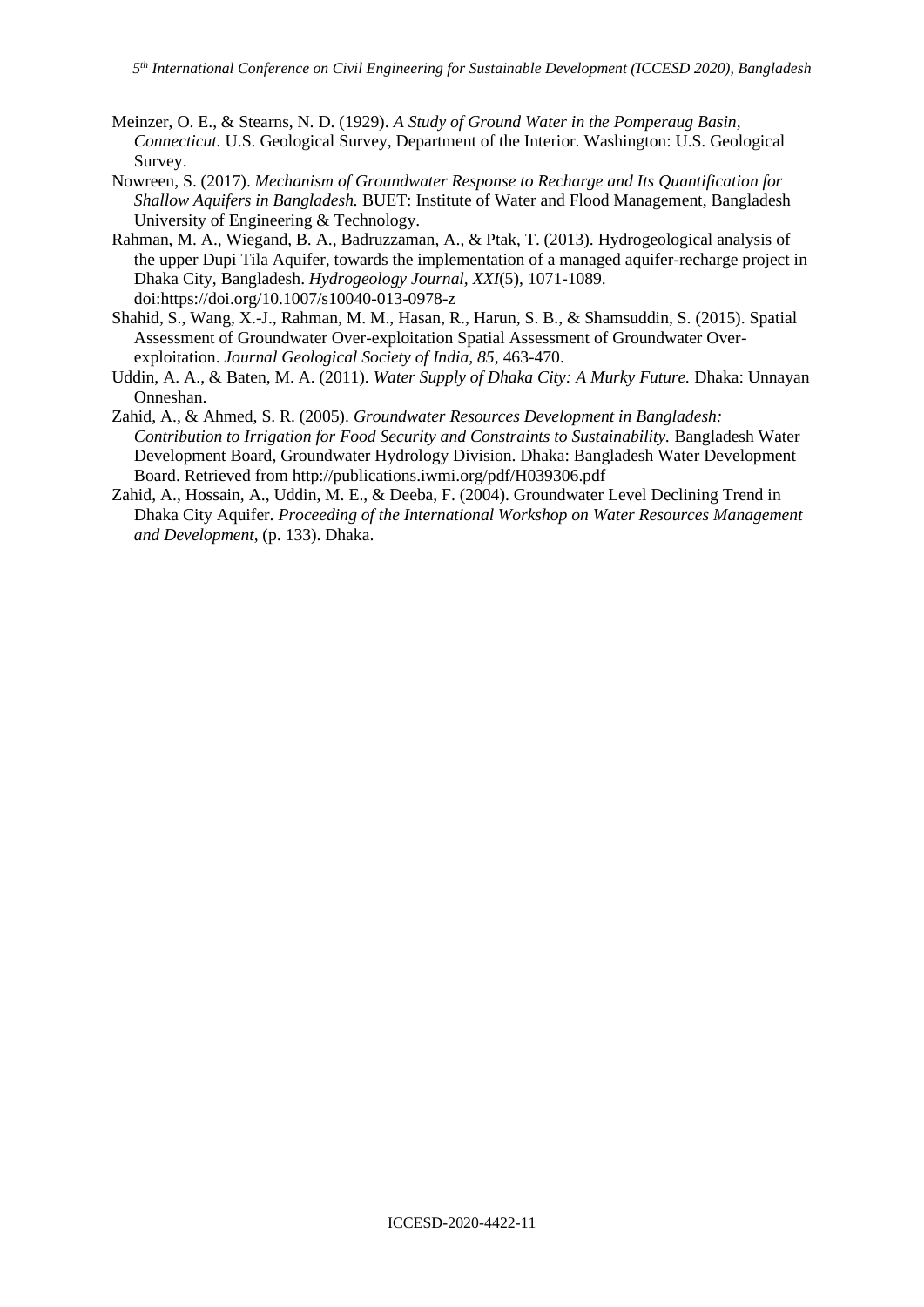Meinzer, O. E., & Stearns, N. D. (1929). *A Study of Ground Water in the Pomperaug Basin, Connecticut.* U.S. Geological Survey, Department of the Interior. Washington: U.S. Geological Survey.

Nowreen, S. (2017). *Mechanism of Groundwater Response to Recharge and Its Quantification for Shallow Aquifers in Bangladesh.* BUET: Institute of Water and Flood Management, Bangladesh University of Engineering & Technology.

Rahman, M. A., Wiegand, B. A., Badruzzaman, A., & Ptak, T. (2013). Hydrogeological analysis of the upper Dupi Tila Aquifer, towards the implementation of a managed aquifer-recharge project in Dhaka City, Bangladesh. *Hydrogeology Journal, XXI*(5), 1071-1089. doi:https://doi.org/10.1007/s10040-013-0978-z

Shahid, S., Wang, X.-J., Rahman, M. M., Hasan, R., Harun, S. B., & Shamsuddin, S. (2015). Spatial Assessment of Groundwater Over-exploitation Spatial Assessment of Groundwater Over-exploitation. *Journal Geological Society of India, 85*, 463-470.

Uddin, A. A., & Baten, M. A. (2011). *Water Supply of Dhaka City: A Murky Future.* Dhaka: Unnayan Onneshan.

Zahid, A., & Ahmed, S. R. (2005). *Groundwater Resources Development in Bangladesh: Contribution to Irrigation for Food Security and Constraints to Sustainability.* Bangladesh Water Development Board, Groundwater Hydrology Division. Dhaka: Bangladesh Water Development Board. Retrieved from http://publications.iwmi.org/pdf/H039306.pdf

Zahid, A., Hossain, A., Uddin, M. E., & Deeba, F. (2004). Groundwater Level Declining Trend in Dhaka City Aquifer. *Proceeding of the International Workshop on Water Resources Management and Development*, (p. 133). Dhaka.